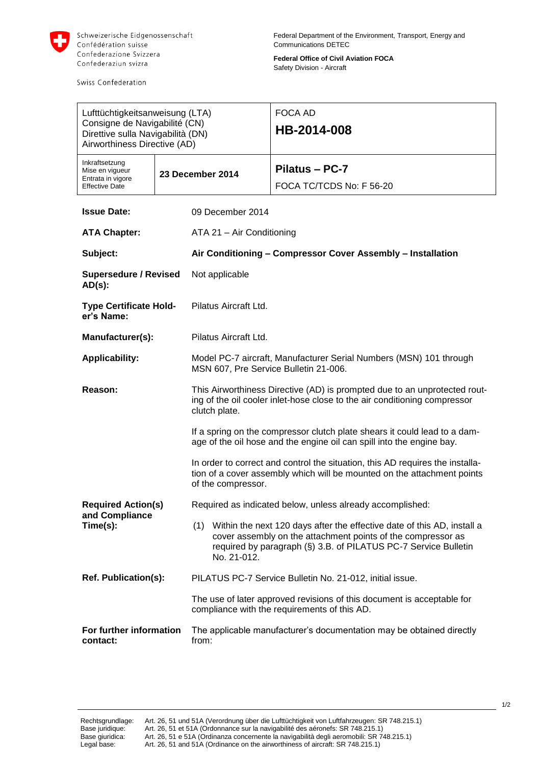Schweizerische Eidgenossenschaft
Confédération suisse
Confederazione Svizzera
Confederaziun svizra

Swiss Confederation

Federal Department of the Environment, Transport, Energy and Communications DETEC

**Federal Office of Civil Aviation FOCA**
Safety Division - Aircraft

| Lufttüchtigkeitsanweisung (LTA)<br>Consigne de Navigabilité (CN)<br>Direttive sulla Navigabilità (DN)<br>Airworthiness Directive (AD) | | FOCA AD<br>**HB-2014-008** |
|---|---|---|
| Inkraftsetzung<br>Mise en vigueur<br>Entrata in vigore<br>Effective Date | **23 December 2014** | **Pilatus – PC-7**<br>FOCA TC/TCDS No: F 56-20 |

**Issue Date:** 09 December 2014

**ATA Chapter:** ATA 21 – Air Conditioning

**Subject:** **Air Conditioning – Compressor Cover Assembly – Installation**

**Supersedure / Revised AD(s):** Not applicable

**Type Certificate Holder's Name:** Pilatus Aircraft Ltd.

**Manufacturer(s):** Pilatus Aircraft Ltd.

**Applicability:** Model PC-7 aircraft, Manufacturer Serial Numbers (MSN) 101 through MSN 607, Pre Service Bulletin 21-006.

**Reason:** This Airworthiness Directive (AD) is prompted due to an unprotected routing of the oil cooler inlet-hose close to the air conditioning compressor clutch plate.

If a spring on the compressor clutch plate shears it could lead to a damage of the oil hose and the engine oil can spill into the engine bay.

In order to correct and control the situation, this AD requires the installation of a cover assembly which will be mounted on the attachment points of the compressor.

**Required Action(s) and Compliance Time(s):** Required as indicated below, unless already accomplished:

(1) Within the next 120 days after the effective date of this AD, install a cover assembly on the attachment points of the compressor as required by paragraph (§) 3.B. of PILATUS PC-7 Service Bulletin No. 21-012.

**Ref. Publication(s):** PILATUS PC-7 Service Bulletin No. 21-012, initial issue.

The use of later approved revisions of this document is acceptable for compliance with the requirements of this AD.

**For further information contact:** The applicable manufacturer's documentation may be obtained directly from:

Rechtsgrundlage: Art. 26, 51 und 51A (Verordnung über die Lufttüchtigkeit von Luftfahrzeugen: SR 748.215.1)
Base juridique: Art. 26, 51 et 51A (Ordonnance sur la navigabilité des aéronefs: SR 748.215.1)
Base giuridica: Art. 26, 51 e 51A (Ordinanza concernente la navigabilità degli aeromobili: SR 748.215.1)
Legal base: Art. 26, 51 and 51A (Ordinance on the airworthiness of aircraft: SR 748.215.1)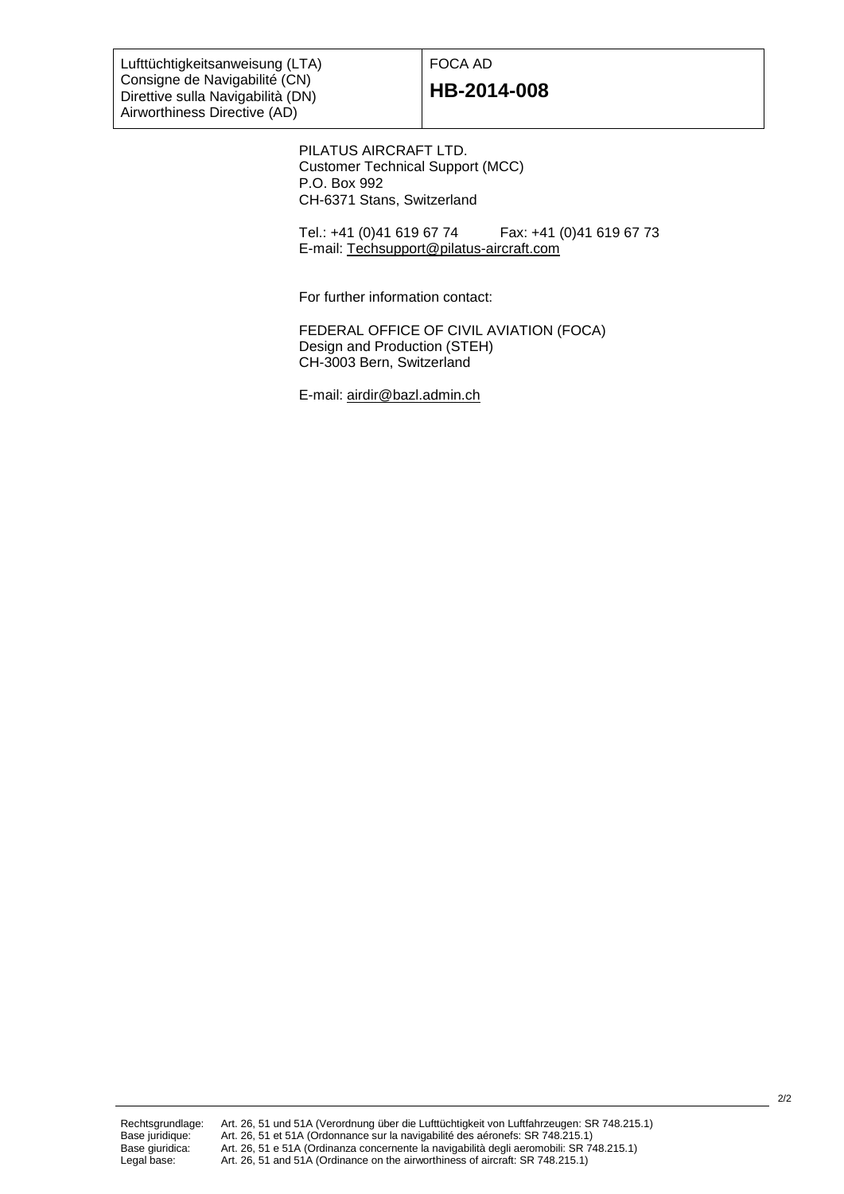PILATUS AIRCRAFT LTD.
Customer Technical Support (MCC)
P.O. Box 992
CH-6371 Stans, Switzerland

Tel.: +41 (0)41 619 67 74    Fax: +41 (0)41 619 67 73
E-mail: Techsupport@pilatus-aircraft.com

For further information contact:

FEDERAL OFFICE OF CIVIL AVIATION (FOCA)
Design and Production (STEH)
CH-3003 Bern, Switzerland

E-mail: airdir@bazl.admin.ch